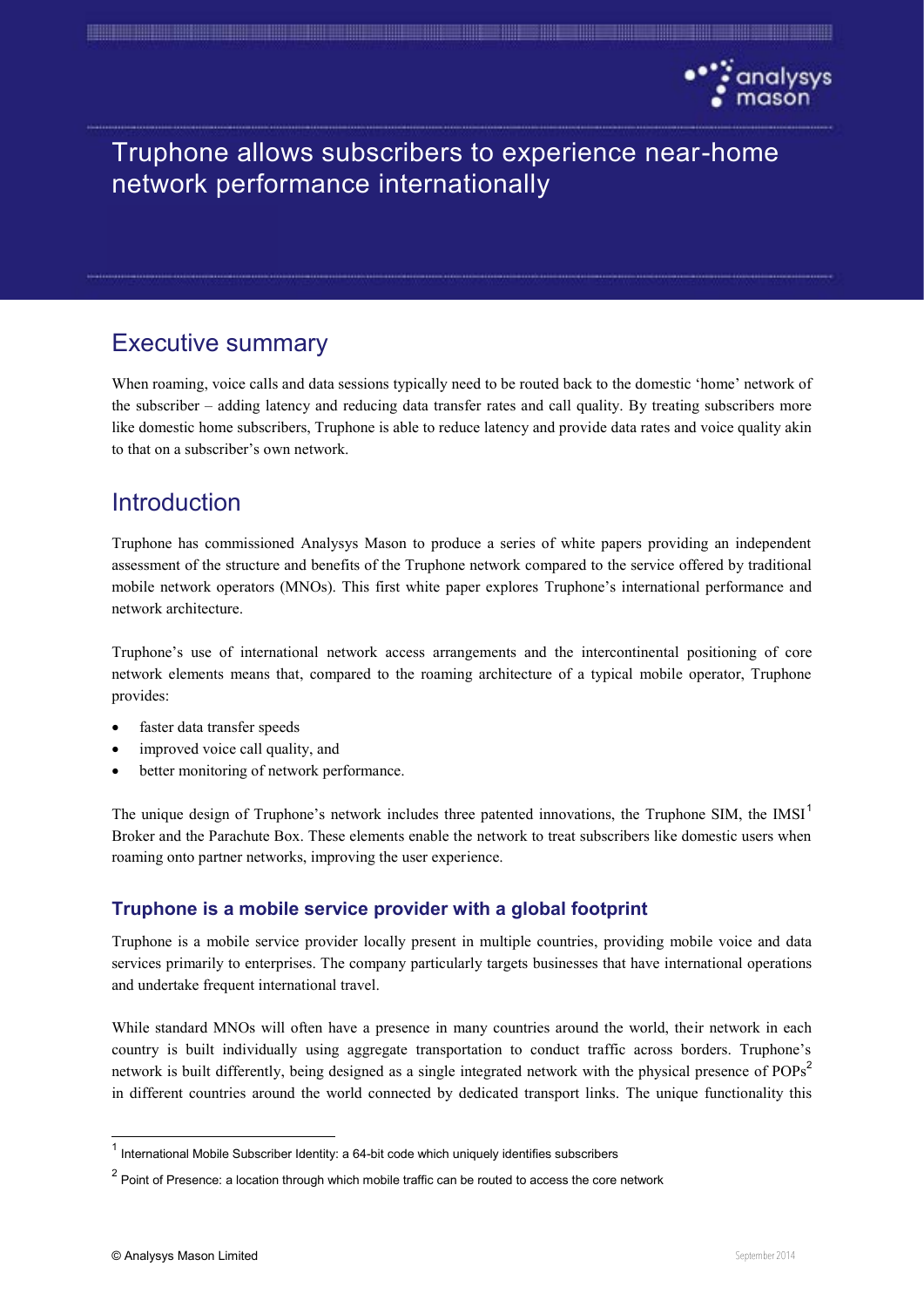# Truphone allows subscribers to experience near-home network performance internationally

## Executive summary

When roaming, voice calls and data sessions typically need to be routed back to the domestic 'home' network of the subscriber – adding latency and reducing data transfer rates and call quality. By treating subscribers more like domestic home subscribers, Truphone is able to reduce latency and provide data rates and voice quality akin to that on a subscriber's own network.

## Introduction

Truphone has commissioned Analysys Mason to produce a series of white papers providing an independent assessment of the structure and benefits of the Truphone network compared to the service offered by traditional mobile network operators (MNOs). This first white paper explores Truphone's international performance and network architecture.

Truphone's use of international network access arrangements and the intercontinental positioning of core network elements means that, compared to the roaming architecture of a typical mobile operator, Truphone provides:

- faster data transfer speeds
- improved voice call quality, and
- better monitoring of network performance.

The unique design of Truphone's network includes three patented innovations, the Truphone SIM, the IMSI[1] Broker and the Parachute Box. These elements enable the network to treat subscribers like domestic users when roaming onto partner networks, improving the user experience.

### Truphone is a mobile service provider with a global footprint

Truphone is a mobile service provider locally present in multiple countries, providing mobile voice and data services primarily to enterprises. The company particularly targets businesses that have international operations and undertake frequent international travel.

While standard MNOs will often have a presence in many countries around the world, their network in each country is built individually using aggregate transportation to conduct traffic across borders. Truphone's network is built differently, being designed as a single integrated network with the physical presence of POPs[2] in different countries around the world connected by dedicated transport links. The unique functionality this

---

[1] International Mobile Subscriber Identity: a 64-bit code which uniquely identifies subscribers

[2] Point of Presence: a location through which mobile traffic can be routed to access the core network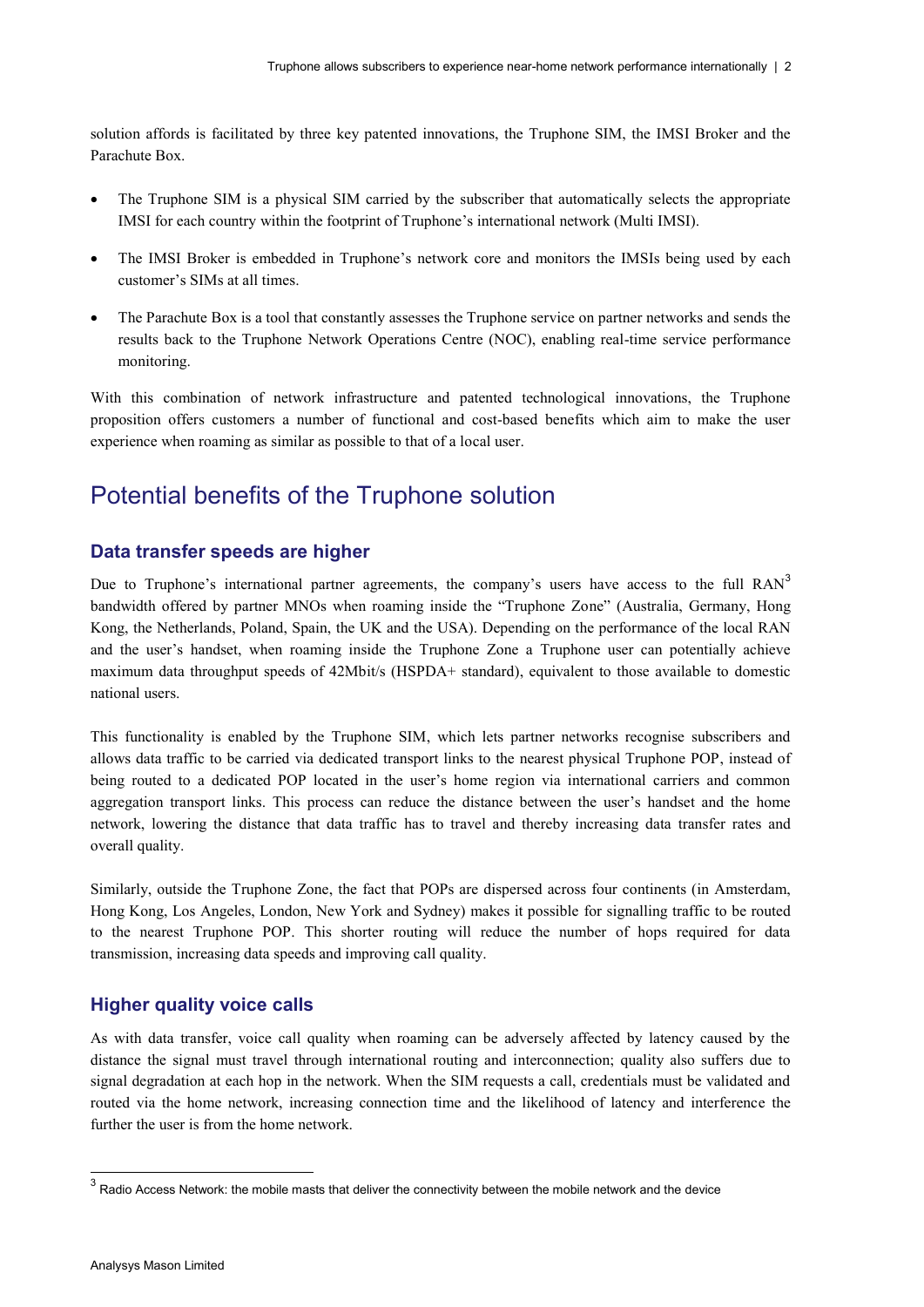solution affords is facilitated by three key patented innovations, the Truphone SIM, the IMSI Broker and the Parachute Box.

- The Truphone SIM is a physical SIM carried by the subscriber that automatically selects the appropriate IMSI for each country within the footprint of Truphone's international network (Multi IMSI).
- The IMSI Broker is embedded in Truphone's network core and monitors the IMSIs being used by each customer's SIMs at all times.
- The Parachute Box is a tool that constantly assesses the Truphone service on partner networks and sends the results back to the Truphone Network Operations Centre (NOC), enabling real-time service performance monitoring.

With this combination of network infrastructure and patented technological innovations, the Truphone proposition offers customers a number of functional and cost-based benefits which aim to make the user experience when roaming as similar as possible to that of a local user.

# Potential benefits of the Truphone solution

## Data transfer speeds are higher

Due to Truphone's international partner agreements, the company's users have access to the full RAN[3] bandwidth offered by partner MNOs when roaming inside the "Truphone Zone" (Australia, Germany, Hong Kong, the Netherlands, Poland, Spain, the UK and the USA). Depending on the performance of the local RAN and the user's handset, when roaming inside the Truphone Zone a Truphone user can potentially achieve maximum data throughput speeds of 42Mbit/s (HSPDA+ standard), equivalent to those available to domestic national users.

This functionality is enabled by the Truphone SIM, which lets partner networks recognise subscribers and allows data traffic to be carried via dedicated transport links to the nearest physical Truphone POP, instead of being routed to a dedicated POP located in the user's home region via international carriers and common aggregation transport links. This process can reduce the distance between the user's handset and the home network, lowering the distance that data traffic has to travel and thereby increasing data transfer rates and overall quality.

Similarly, outside the Truphone Zone, the fact that POPs are dispersed across four continents (in Amsterdam, Hong Kong, Los Angeles, London, New York and Sydney) makes it possible for signalling traffic to be routed to the nearest Truphone POP. This shorter routing will reduce the number of hops required for data transmission, increasing data speeds and improving call quality.

## Higher quality voice calls

As with data transfer, voice call quality when roaming can be adversely affected by latency caused by the distance the signal must travel through international routing and interconnection; quality also suffers due to signal degradation at each hop in the network. When the SIM requests a call, credentials must be validated and routed via the home network, increasing connection time and the likelihood of latency and interference the further the user is from the home network.

---

[3] Radio Access Network: the mobile masts that deliver the connectivity between the mobile network and the device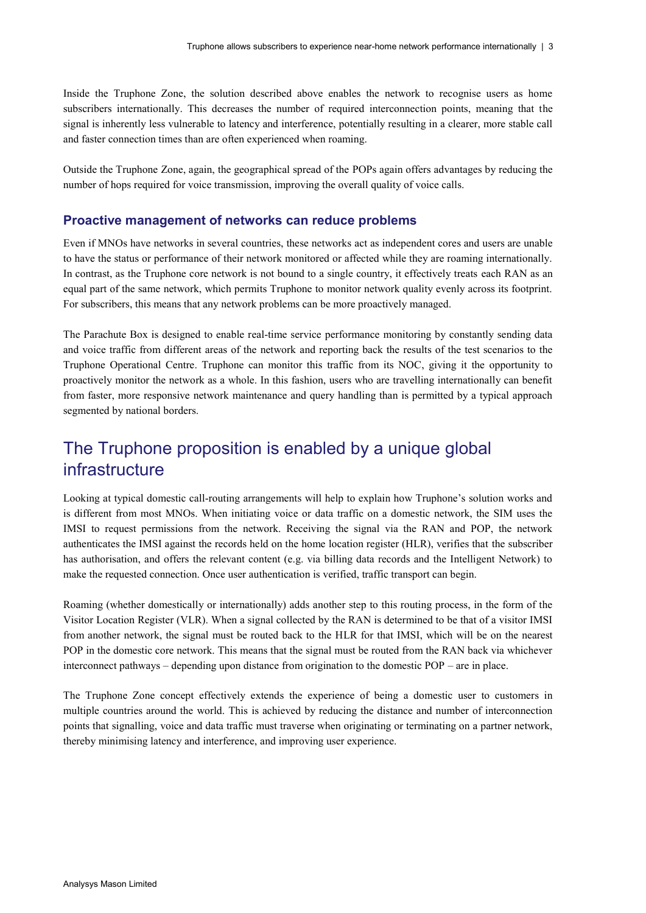Inside the Truphone Zone, the solution described above enables the network to recognise users as home subscribers internationally. This decreases the number of required interconnection points, meaning that the signal is inherently less vulnerable to latency and interference, potentially resulting in a clearer, more stable call and faster connection times than are often experienced when roaming.

Outside the Truphone Zone, again, the geographical spread of the POPs again offers advantages by reducing the number of hops required for voice transmission, improving the overall quality of voice calls.

### Proactive management of networks can reduce problems

Even if MNOs have networks in several countries, these networks act as independent cores and users are unable to have the status or performance of their network monitored or affected while they are roaming internationally. In contrast, as the Truphone core network is not bound to a single country, it effectively treats each RAN as an equal part of the same network, which permits Truphone to monitor network quality evenly across its footprint. For subscribers, this means that any network problems can be more proactively managed.

The Parachute Box is designed to enable real-time service performance monitoring by constantly sending data and voice traffic from different areas of the network and reporting back the results of the test scenarios to the Truphone Operational Centre. Truphone can monitor this traffic from its NOC, giving it the opportunity to proactively monitor the network as a whole. In this fashion, users who are travelling internationally can benefit from faster, more responsive network maintenance and query handling than is permitted by a typical approach segmented by national borders.

## The Truphone proposition is enabled by a unique global infrastructure

Looking at typical domestic call-routing arrangements will help to explain how Truphone's solution works and is different from most MNOs. When initiating voice or data traffic on a domestic network, the SIM uses the IMSI to request permissions from the network. Receiving the signal via the RAN and POP, the network authenticates the IMSI against the records held on the home location register (HLR), verifies that the subscriber has authorisation, and offers the relevant content (e.g. via billing data records and the Intelligent Network) to make the requested connection. Once user authentication is verified, traffic transport can begin.

Roaming (whether domestically or internationally) adds another step to this routing process, in the form of the Visitor Location Register (VLR). When a signal collected by the RAN is determined to be that of a visitor IMSI from another network, the signal must be routed back to the HLR for that IMSI, which will be on the nearest POP in the domestic core network. This means that the signal must be routed from the RAN back via whichever interconnect pathways – depending upon distance from origination to the domestic POP – are in place.

The Truphone Zone concept effectively extends the experience of being a domestic user to customers in multiple countries around the world. This is achieved by reducing the distance and number of interconnection points that signalling, voice and data traffic must traverse when originating or terminating on a partner network, thereby minimising latency and interference, and improving user experience.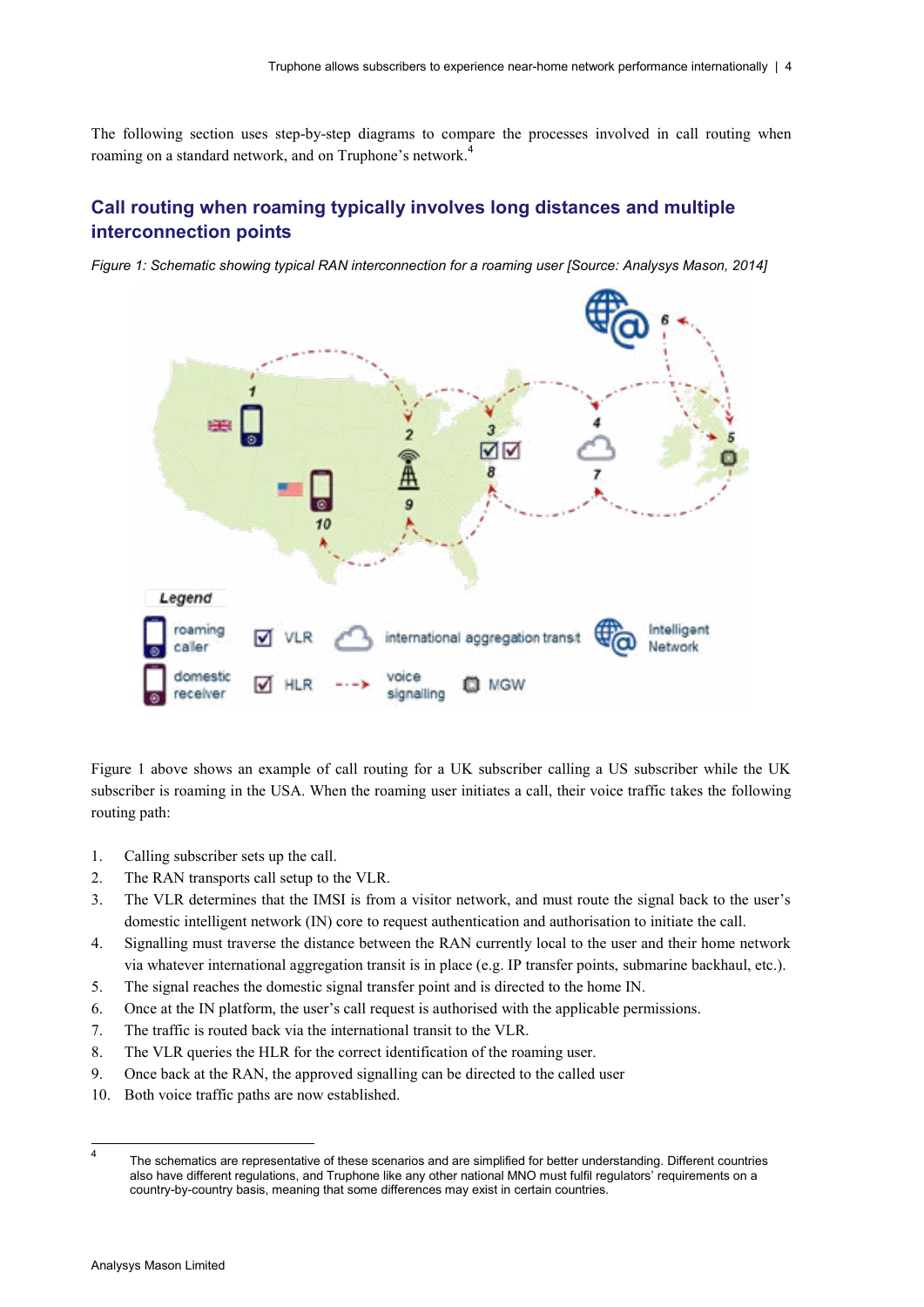The following section uses step-by-step diagrams to compare the processes involved in call routing when roaming on a standard network, and on Truphone's network.[4]

## Call routing when roaming typically involves long distances and multiple interconnection points

*Figure 1: Schematic showing typical RAN interconnection for a roaming user [Source: Analysys Mason, 2014]*

Figure 1 above shows an example of call routing for a UK subscriber calling a US subscriber while the UK subscriber is roaming in the USA. When the roaming user initiates a call, their voice traffic takes the following routing path:

1. Calling subscriber sets up the call.
2. The RAN transports call setup to the VLR.
3. The VLR determines that the IMSI is from a visitor network, and must route the signal back to the user's domestic intelligent network (IN) core to request authentication and authorisation to initiate the call.
4. Signalling must traverse the distance between the RAN currently local to the user and their home network via whatever international aggregation transit is in place (e.g. IP transfer points, submarine backhaul, etc.).
5. The signal reaches the domestic signal transfer point and is directed to the home IN.
6. Once at the IN platform, the user's call request is authorised with the applicable permissions.
7. The traffic is routed back via the international transit to the VLR.
8. The VLR queries the HLR for the correct identification of the roaming user.
9. Once back at the RAN, the approved signalling can be directed to the called user
10. Both voice traffic paths are now established.

[4] The schematics are representative of these scenarios and are simplified for better understanding. Different countries also have different regulations, and Truphone like any other national MNO must fulfil regulators' requirements on a country-by-country basis, meaning that some differences may exist in certain countries.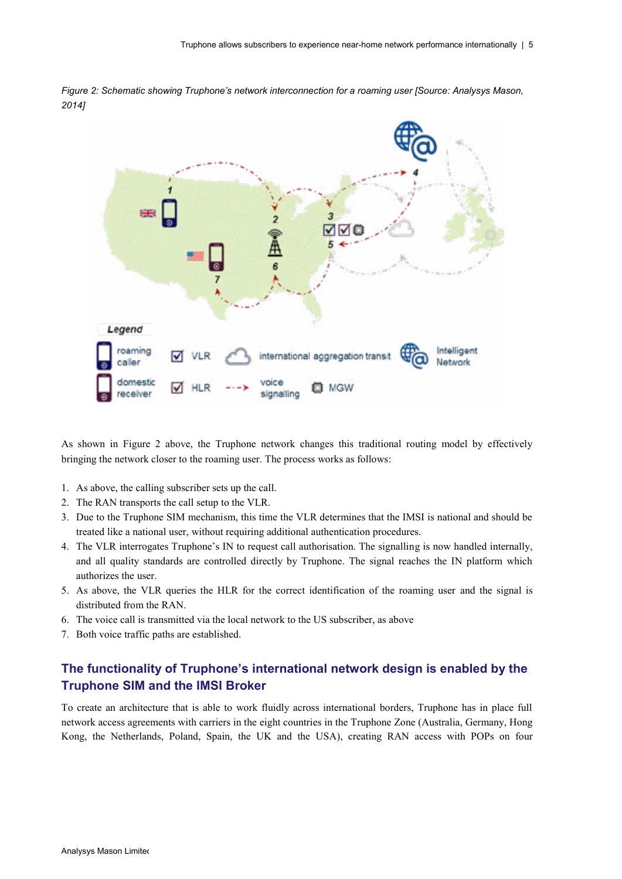*Figure 2: Schematic showing Truphone's network interconnection for a roaming user [Source: Analysys Mason, 2014]*

As shown in Figure 2 above, the Truphone network changes this traditional routing model by effectively bringing the network closer to the roaming user. The process works as follows:

1. As above, the calling subscriber sets up the call.
2. The RAN transports the call setup to the VLR.
3. Due to the Truphone SIM mechanism, this time the VLR determines that the IMSI is national and should be treated like a national user, without requiring additional authentication procedures.
4. The VLR interrogates Truphone's IN to request call authorisation. The signalling is now handled internally, and all quality standards are controlled directly by Truphone. The signal reaches the IN platform which authorizes the user.
5. As above, the VLR queries the HLR for the correct identification of the roaming user and the signal is distributed from the RAN.
6. The voice call is transmitted via the local network to the US subscriber, as above
7. Both voice traffic paths are established.

## The functionality of Truphone's international network design is enabled by the Truphone SIM and the IMSI Broker

To create an architecture that is able to work fluidly across international borders, Truphone has in place full network access agreements with carriers in the eight countries in the Truphone Zone (Australia, Germany, Hong Kong, the Netherlands, Poland, Spain, the UK and the USA), creating RAN access with POPs on four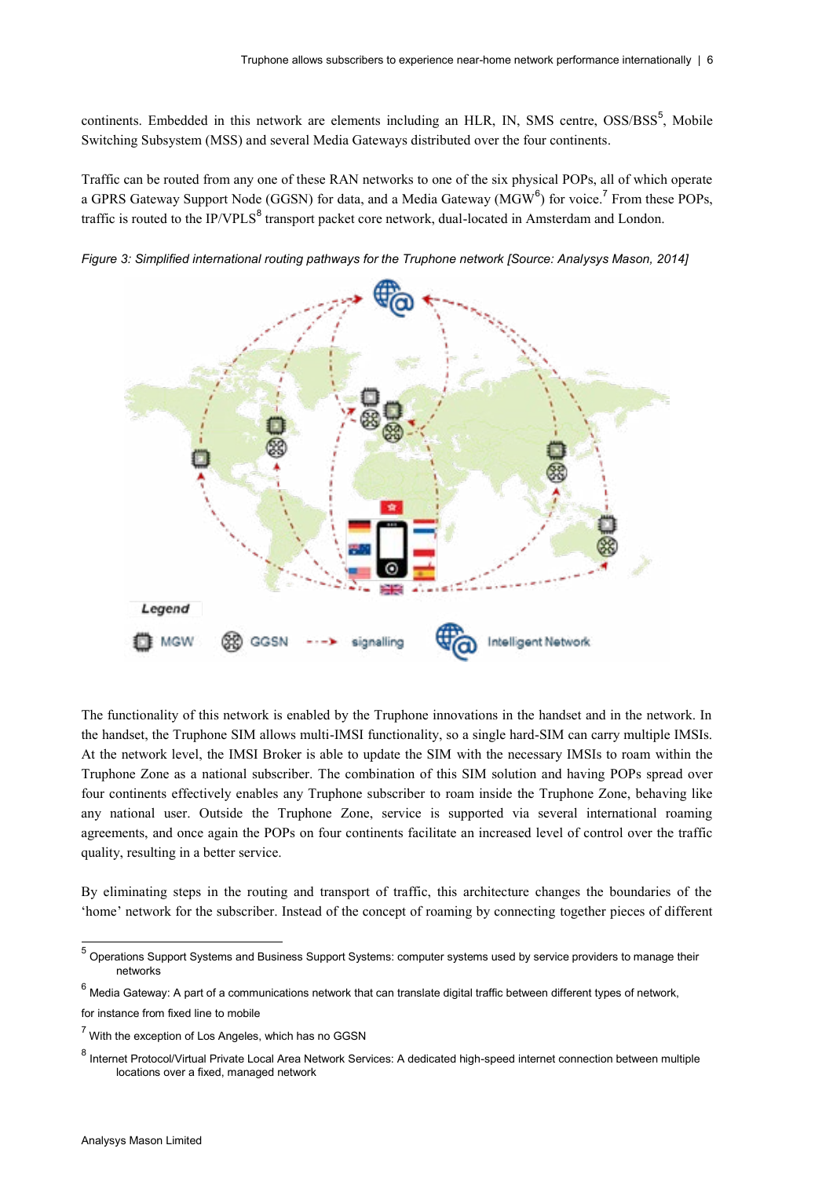continents. Embedded in this network are elements including an HLR, IN, SMS centre, OSS/BSS[5], Mobile Switching Subsystem (MSS) and several Media Gateways distributed over the four continents.

Traffic can be routed from any one of these RAN networks to one of the six physical POPs, all of which operate a GPRS Gateway Support Node (GGSN) for data, and a Media Gateway (MGW[6]) for voice.[7] From these POPs, traffic is routed to the IP/VPLS[8] transport packet core network, dual-located in Amsterdam and London.

*Figure 3: Simplified international routing pathways for the Truphone network [Source: Analysys Mason, 2014]*

The functionality of this network is enabled by the Truphone innovations in the handset and in the network. In the handset, the Truphone SIM allows multi-IMSI functionality, so a single hard-SIM can carry multiple IMSIs. At the network level, the IMSI Broker is able to update the SIM with the necessary IMSIs to roam within the Truphone Zone as a national subscriber. The combination of this SIM solution and having POPs spread over four continents effectively enables any Truphone subscriber to roam inside the Truphone Zone, behaving like any national user. Outside the Truphone Zone, service is supported via several international roaming agreements, and once again the POPs on four continents facilitate an increased level of control over the traffic quality, resulting in a better service.

By eliminating steps in the routing and transport of traffic, this architecture changes the boundaries of the 'home' network for the subscriber. Instead of the concept of roaming by connecting together pieces of different

---

[5] Operations Support Systems and Business Support Systems: computer systems used by service providers to manage their networks

[6] Media Gateway: A part of a communications network that can translate digital traffic between different types of network, for instance from fixed line to mobile

[7] With the exception of Los Angeles, which has no GGSN

[8] Internet Protocol/Virtual Private Local Area Network Services: A dedicated high-speed internet connection between multiple locations over a fixed, managed network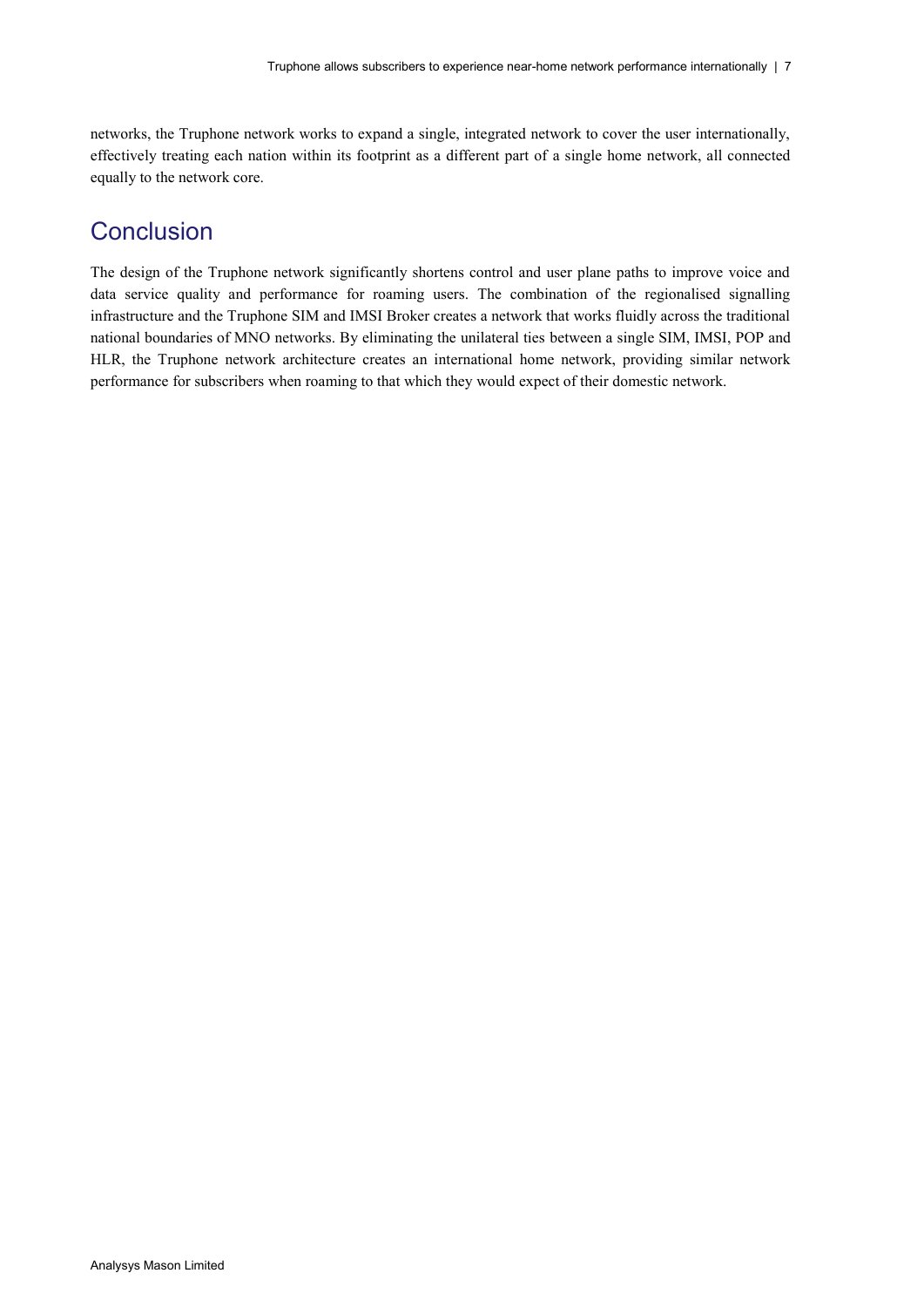networks, the Truphone network works to expand a single, integrated network to cover the user internationally, effectively treating each nation within its footprint as a different part of a single home network, all connected equally to the network core.

## Conclusion

The design of the Truphone network significantly shortens control and user plane paths to improve voice and data service quality and performance for roaming users. The combination of the regionalised signalling infrastructure and the Truphone SIM and IMSI Broker creates a network that works fluidly across the traditional national boundaries of MNO networks. By eliminating the unilateral ties between a single SIM, IMSI, POP and HLR, the Truphone network architecture creates an international home network, providing similar network performance for subscribers when roaming to that which they would expect of their domestic network.